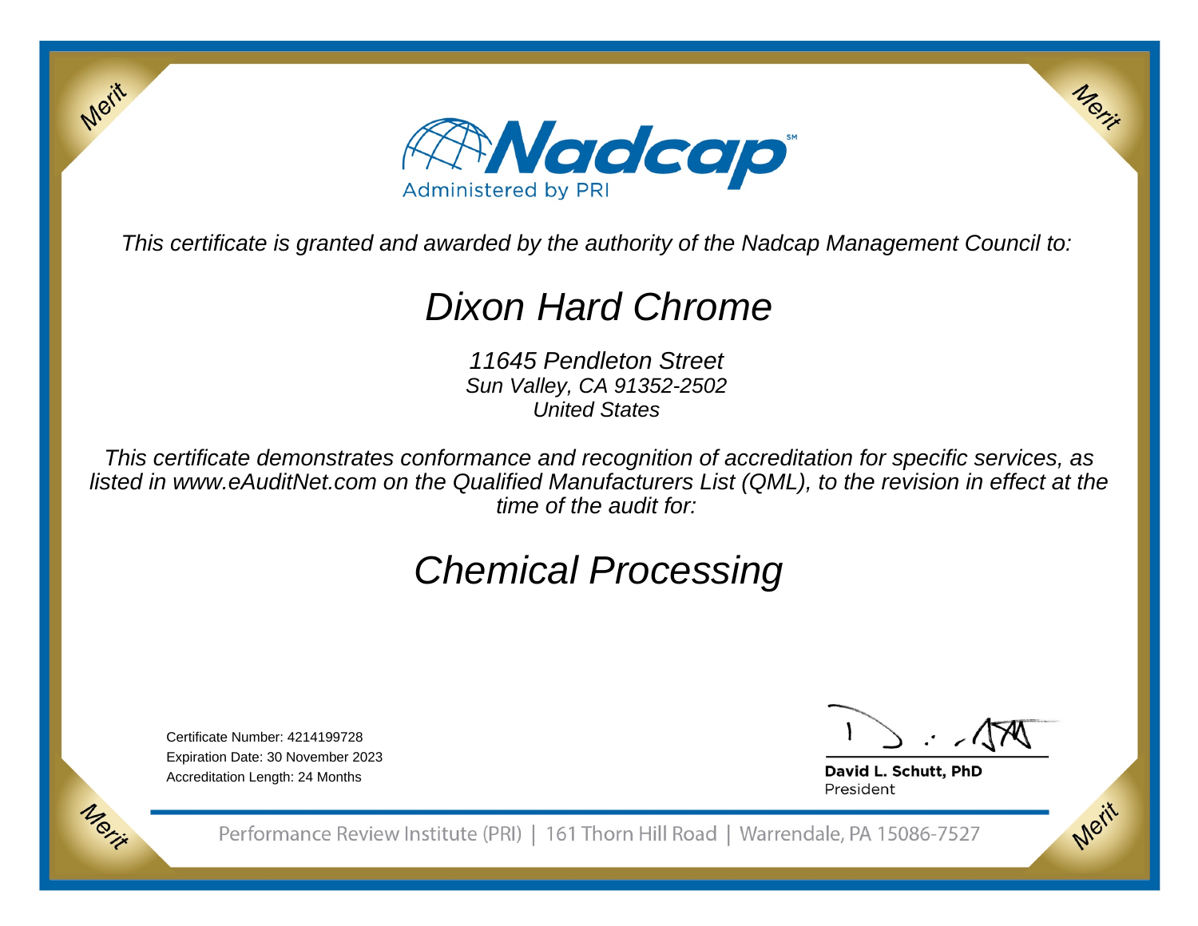# Nadcap

Administered by PRI

*This certificate is granted and awarded by the authority of the Nadcap Management Council to:*

## *Dixon Hard Chrome*

*11645 Pendleton Street*
*Sun Valley, CA 91352-2502*
*United States*

*This certificate demonstrates conformance and recognition of accreditation for specific services, as listed in www.eAuditNet.com on the Qualified Manufacturers List (QML), to the revision in effect at the time of the audit for:*

## *Chemical Processing*

Certificate Number: 4214199728
Expiration Date: 30 November 2023
Accreditation Length: 24 Months

**David L. Schutt, PhD**
President

Performance Review Institute (PRI) | 161 Thorn Hill Road | Warrendale, PA 15086-7527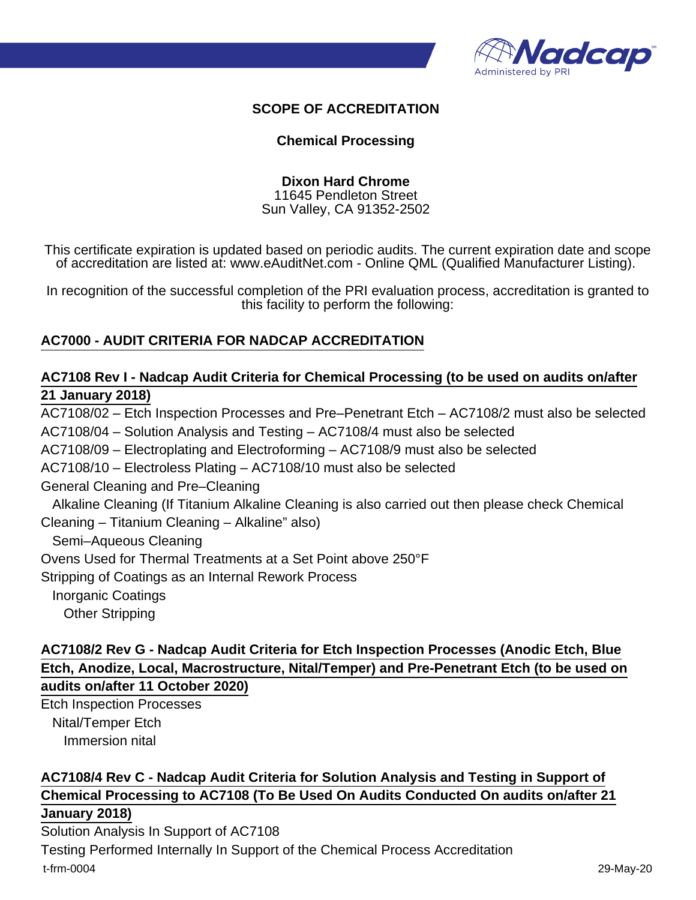**SCOPE OF ACCREDITATION**

**Chemical Processing**

**Dixon Hard Chrome**
11645 Pendleton Street
Sun Valley, CA 91352-2502

This certificate expiration is updated based on periodic audits. The current expiration date and scope of accreditation are listed at: www.eAuditNet.com - Online QML (Qualified Manufacturer Listing).

In recognition of the successful completion of the PRI evaluation process, accreditation is granted to this facility to perform the following:

## AC7000 - AUDIT CRITERIA FOR NADCAP ACCREDITATION

### AC7108 Rev I - Nadcap Audit Criteria for Chemical Processing (to be used on audits on/after 21 January 2018)

AC7108/02 – Etch Inspection Processes and Pre–Penetrant Etch – AC7108/2 must also be selected
AC7108/04 – Solution Analysis and Testing – AC7108/4 must also be selected
AC7108/09 – Electroplating and Electroforming – AC7108/9 must also be selected
AC7108/10 – Electroless Plating – AC7108/10 must also be selected
General Cleaning and Pre–Cleaning
- Alkaline Cleaning (If Titanium Alkaline Cleaning is also carried out then please check Chemical Cleaning – Titanium Cleaning – Alkaline" also)
- Semi–Aqueous Cleaning

Ovens Used for Thermal Treatments at a Set Point above 250°F
Stripping of Coatings as an Internal Rework Process
- Inorganic Coatings
  - Other Stripping

### AC7108/2 Rev G - Nadcap Audit Criteria for Etch Inspection Processes (Anodic Etch, Blue Etch, Anodize, Local, Macrostructure, Nital/Temper) and Pre-Penetrant Etch (to be used on audits on/after 11 October 2020)

Etch Inspection Processes
- Nital/Temper Etch
  - Immersion nital

### AC7108/4 Rev C - Nadcap Audit Criteria for Solution Analysis and Testing in Support of Chemical Processing to AC7108 (To Be Used On Audits Conducted On audits on/after 21 January 2018)

Solution Analysis In Support of AC7108
Testing Performed Internally In Support of the Chemical Process Accreditation

t-frm-0004 29-May-20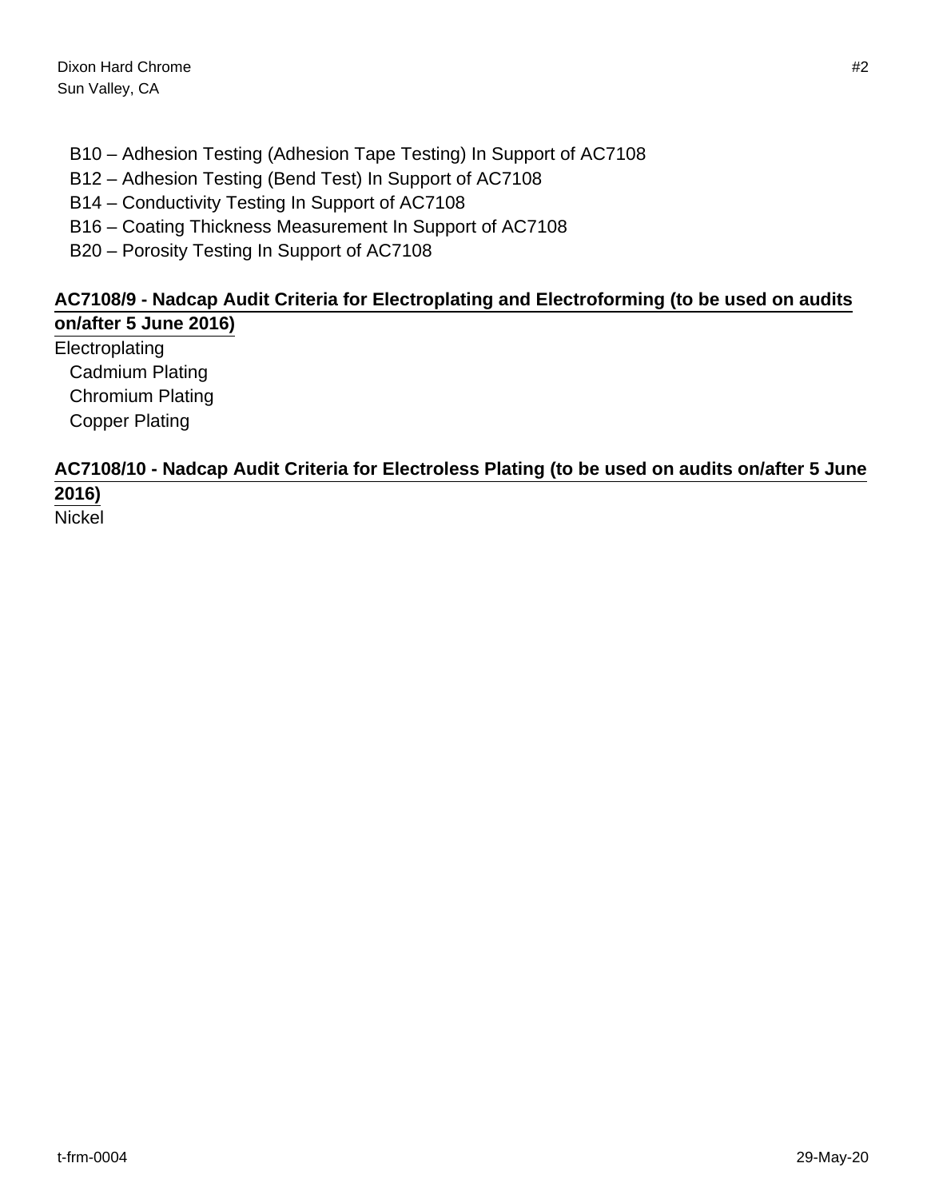- B10 – Adhesion Testing (Adhesion Tape Testing) In Support of AC7108
- B12 – Adhesion Testing (Bend Test) In Support of AC7108
- B14 – Conductivity Testing In Support of AC7108
- B16 – Coating Thickness Measurement In Support of AC7108
- B20 – Porosity Testing In Support of AC7108

## AC7108/9 - Nadcap Audit Criteria for Electroplating and Electroforming (to be used on audits on/after 5 June 2016)

Electroplating

- Cadmium Plating
- Chromium Plating
- Copper Plating

## AC7108/10 - Nadcap Audit Criteria for Electroless Plating (to be used on audits on/after 5 June 2016)

Nickel